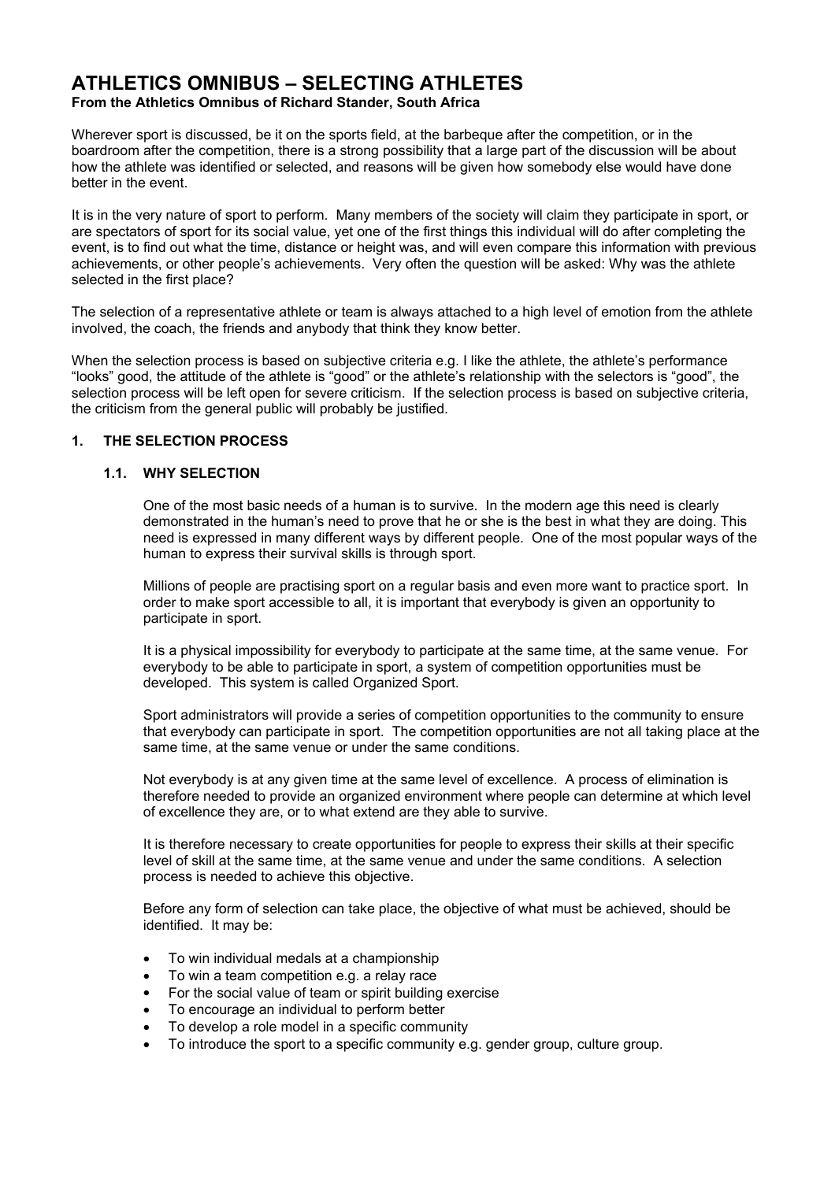# ATHLETICS OMNIBUS – SELECTING ATHLETES

**From the Athletics Omnibus of Richard Stander, South Africa**

Wherever sport is discussed, be it on the sports field, at the barbeque after the competition, or in the boardroom after the competition, there is a strong possibility that a large part of the discussion will be about how the athlete was identified or selected, and reasons will be given how somebody else would have done better in the event.

It is in the very nature of sport to perform. Many members of the society will claim they participate in sport, or are spectators of sport for its social value, yet one of the first things this individual will do after completing the event, is to find out what the time, distance or height was, and will even compare this information with previous achievements, or other people's achievements. Very often the question will be asked: Why was the athlete selected in the first place?

The selection of a representative athlete or team is always attached to a high level of emotion from the athlete involved, the coach, the friends and anybody that think they know better.

When the selection process is based on subjective criteria e.g. I like the athlete, the athlete's performance "looks" good, the attitude of the athlete is "good" or the athlete's relationship with the selectors is "good", the selection process will be left open for severe criticism. If the selection process is based on subjective criteria, the criticism from the general public will probably be justified.

## 1. THE SELECTION PROCESS

### 1.1. WHY SELECTION

One of the most basic needs of a human is to survive. In the modern age this need is clearly demonstrated in the human's need to prove that he or she is the best in what they are doing. This need is expressed in many different ways by different people. One of the most popular ways of the human to express their survival skills is through sport.

Millions of people are practising sport on a regular basis and even more want to practice sport. In order to make sport accessible to all, it is important that everybody is given an opportunity to participate in sport.

It is a physical impossibility for everybody to participate at the same time, at the same venue. For everybody to be able to participate in sport, a system of competition opportunities must be developed. This system is called Organized Sport.

Sport administrators will provide a series of competition opportunities to the community to ensure that everybody can participate in sport. The competition opportunities are not all taking place at the same time, at the same venue or under the same conditions.

Not everybody is at any given time at the same level of excellence. A process of elimination is therefore needed to provide an organized environment where people can determine at which level of excellence they are, or to what extend are they able to survive.

It is therefore necessary to create opportunities for people to express their skills at their specific level of skill at the same time, at the same venue and under the same conditions. A selection process is needed to achieve this objective.

Before any form of selection can take place, the objective of what must be achieved, should be identified. It may be:

- To win individual medals at a championship
- To win a team competition e.g. a relay race
- For the social value of team or spirit building exercise
- To encourage an individual to perform better
- To develop a role model in a specific community
- To introduce the sport to a specific community e.g. gender group, culture group.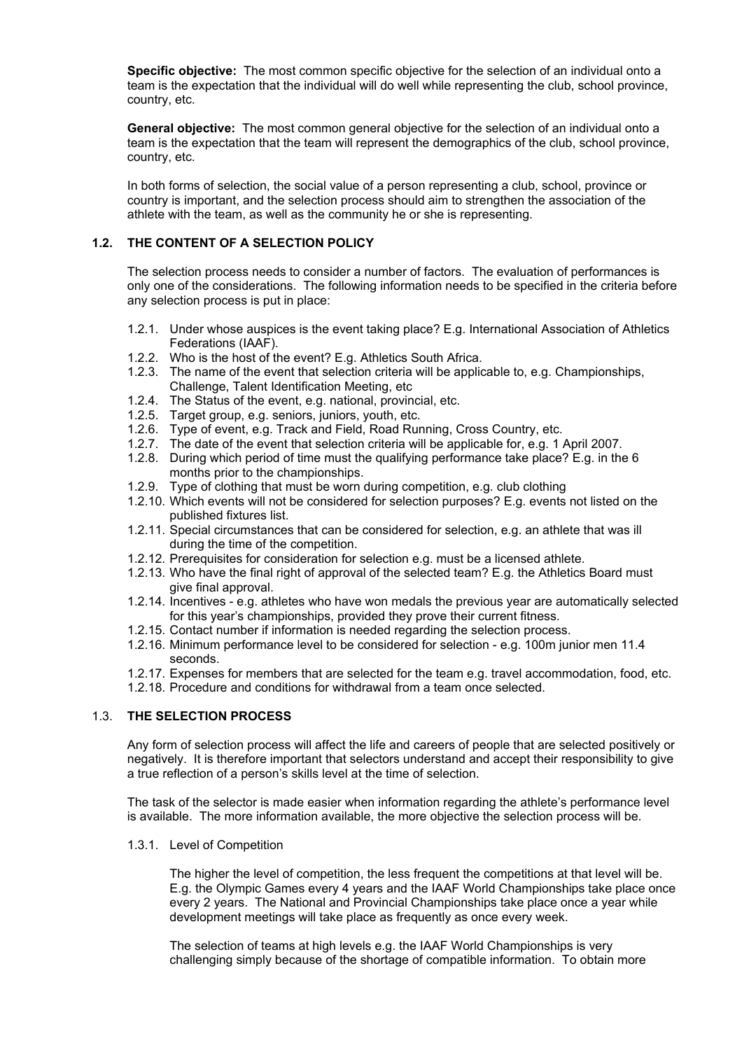**Specific objective:** The most common specific objective for the selection of an individual onto a team is the expectation that the individual will do well while representing the club, school province, country, etc.

**General objective:** The most common general objective for the selection of an individual onto a team is the expectation that the team will represent the demographics of the club, school province, country, etc.

In both forms of selection, the social value of a person representing a club, school, province or country is important, and the selection process should aim to strengthen the association of the athlete with the team, as well as the community he or she is representing.

## 1.2. THE CONTENT OF A SELECTION POLICY

The selection process needs to consider a number of factors. The evaluation of performances is only one of the considerations. The following information needs to be specified in the criteria before any selection process is put in place:

- 1.2.1. Under whose auspices is the event taking place? E.g. International Association of Athletics Federations (IAAF).
- 1.2.2. Who is the host of the event? E.g. Athletics South Africa.
- 1.2.3. The name of the event that selection criteria will be applicable to, e.g. Championships, Challenge, Talent Identification Meeting, etc
- 1.2.4. The Status of the event, e.g. national, provincial, etc.
- 1.2.5. Target group, e.g. seniors, juniors, youth, etc.
- 1.2.6. Type of event, e.g. Track and Field, Road Running, Cross Country, etc.
- 1.2.7. The date of the event that selection criteria will be applicable for, e.g. 1 April 2007.
- 1.2.8. During which period of time must the qualifying performance take place? E.g. in the 6 months prior to the championships.
- 1.2.9. Type of clothing that must be worn during competition, e.g. club clothing
- 1.2.10. Which events will not be considered for selection purposes? E.g. events not listed on the published fixtures list.
- 1.2.11. Special circumstances that can be considered for selection, e.g. an athlete that was ill during the time of the competition.
- 1.2.12. Prerequisites for consideration for selection e.g. must be a licensed athlete.
- 1.2.13. Who have the final right of approval of the selected team? E.g. the Athletics Board must give final approval.
- 1.2.14. Incentives - e.g. athletes who have won medals the previous year are automatically selected for this year's championships, provided they prove their current fitness.
- 1.2.15. Contact number if information is needed regarding the selection process.
- 1.2.16. Minimum performance level to be considered for selection - e.g. 100m junior men 11.4 seconds.
- 1.2.17. Expenses for members that are selected for the team e.g. travel accommodation, food, etc.
- 1.2.18. Procedure and conditions for withdrawal from a team once selected.

## 1.3. THE SELECTION PROCESS

Any form of selection process will affect the life and careers of people that are selected positively or negatively. It is therefore important that selectors understand and accept their responsibility to give a true reflection of a person's skills level at the time of selection.

The task of the selector is made easier when information regarding the athlete's performance level is available. The more information available, the more objective the selection process will be.

### 1.3.1. Level of Competition

The higher the level of competition, the less frequent the competitions at that level will be. E.g. the Olympic Games every 4 years and the IAAF World Championships take place once every 2 years. The National and Provincial Championships take place once a year while development meetings will take place as frequently as once every week.

The selection of teams at high levels e.g. the IAAF World Championships is very challenging simply because of the shortage of compatible information. To obtain more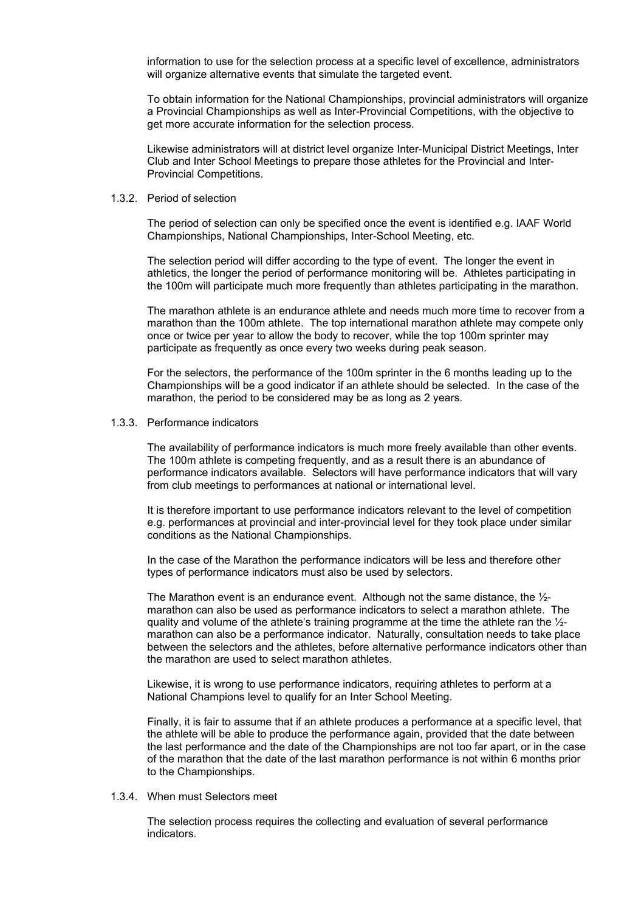information to use for the selection process at a specific level of excellence, administrators will organize alternative events that simulate the targeted event.

To obtain information for the National Championships, provincial administrators will organize a Provincial Championships as well as Inter-Provincial Competitions, with the objective to get more accurate information for the selection process.

Likewise administrators will at district level organize Inter-Municipal District Meetings, Inter Club and Inter School Meetings to prepare those athletes for the Provincial and Inter-Provincial Competitions.

### 1.3.2. Period of selection

The period of selection can only be specified once the event is identified e.g. IAAF World Championships, National Championships, Inter-School Meeting, etc.

The selection period will differ according to the type of event. The longer the event in athletics, the longer the period of performance monitoring will be. Athletes participating in the 100m will participate much more frequently than athletes participating in the marathon.

The marathon athlete is an endurance athlete and needs much more time to recover from a marathon than the 100m athlete. The top international marathon athlete may compete only once or twice per year to allow the body to recover, while the top 100m sprinter may participate as frequently as once every two weeks during peak season.

For the selectors, the performance of the 100m sprinter in the 6 months leading up to the Championships will be a good indicator if an athlete should be selected. In the case of the marathon, the period to be considered may be as long as 2 years.

### 1.3.3. Performance indicators

The availability of performance indicators is much more freely available than other events. The 100m athlete is competing frequently, and as a result there is an abundance of performance indicators available. Selectors will have performance indicators that will vary from club meetings to performances at national or international level.

It is therefore important to use performance indicators relevant to the level of competition e.g. performances at provincial and inter-provincial level for they took place under similar conditions as the National Championships.

In the case of the Marathon the performance indicators will be less and therefore other types of performance indicators must also be used by selectors.

The Marathon event is an endurance event. Although not the same distance, the ½-marathon can also be used as performance indicators to select a marathon athlete. The quality and volume of the athlete's training programme at the time the athlete ran the ½-marathon can also be a performance indicator. Naturally, consultation needs to take place between the selectors and the athletes, before alternative performance indicators other than the marathon are used to select marathon athletes.

Likewise, it is wrong to use performance indicators, requiring athletes to perform at a National Champions level to qualify for an Inter School Meeting.

Finally, it is fair to assume that if an athlete produces a performance at a specific level, that the athlete will be able to produce the performance again, provided that the date between the last performance and the date of the Championships are not too far apart, or in the case of the marathon that the date of the last marathon performance is not within 6 months prior to the Championships.

### 1.3.4. When must Selectors meet

The selection process requires the collecting and evaluation of several performance indicators.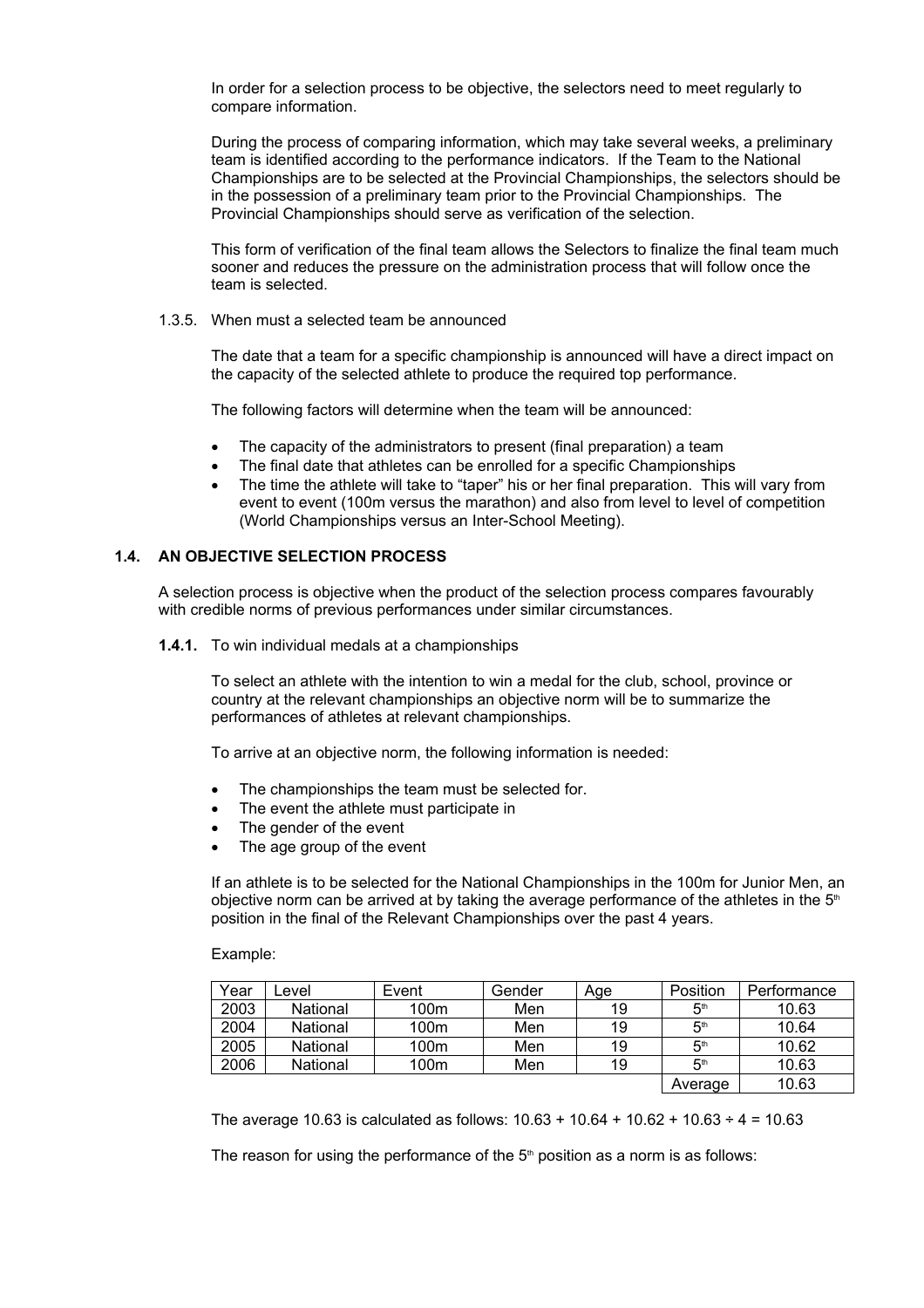In order for a selection process to be objective, the selectors need to meet regularly to compare information.

During the process of comparing information, which may take several weeks, a preliminary team is identified according to the performance indicators. If the Team to the National Championships are to be selected at the Provincial Championships, the selectors should be in the possession of a preliminary team prior to the Provincial Championships. The Provincial Championships should serve as verification of the selection.

This form of verification of the final team allows the Selectors to finalize the final team much sooner and reduces the pressure on the administration process that will follow once the team is selected.

1.3.5. When must a selected team be announced

The date that a team for a specific championship is announced will have a direct impact on the capacity of the selected athlete to produce the required top performance.

The following factors will determine when the team will be announced:

- The capacity of the administrators to present (final preparation) a team
- The final date that athletes can be enrolled for a specific Championships
- The time the athlete will take to "taper" his or her final preparation. This will vary from event to event (100m versus the marathon) and also from level to level of competition (World Championships versus an Inter-School Meeting).

### 1.4. AN OBJECTIVE SELECTION PROCESS

A selection process is objective when the product of the selection process compares favourably with credible norms of previous performances under similar circumstances.

**1.4.1.** To win individual medals at a championships

To select an athlete with the intention to win a medal for the club, school, province or country at the relevant championships an objective norm will be to summarize the performances of athletes at relevant championships.

To arrive at an objective norm, the following information is needed:

- The championships the team must be selected for.
- The event the athlete must participate in
- The gender of the event
- The age group of the event

If an athlete is to be selected for the National Championships in the 100m for Junior Men, an objective norm can be arrived at by taking the average performance of the athletes in the 5th position in the final of the Relevant Championships over the past 4 years.

Example:

| Year | Level | Event | Gender | Age | Position | Performance |
|---|---|---|---|---|---|---|
| 2003 | National | 100m | Men | 19 | 5th | 10.63 |
| 2004 | National | 100m | Men | 19 | 5th | 10.64 |
| 2005 | National | 100m | Men | 19 | 5th | 10.62 |
| 2006 | National | 100m | Men | 19 | 5th | 10.63 |
| | | | | | Average | 10.63 |

The average 10.63 is calculated as follows: 10.63 + 10.64 + 10.62 + 10.63 ÷ 4 = 10.63

The reason for using the performance of the 5th position as a norm is as follows: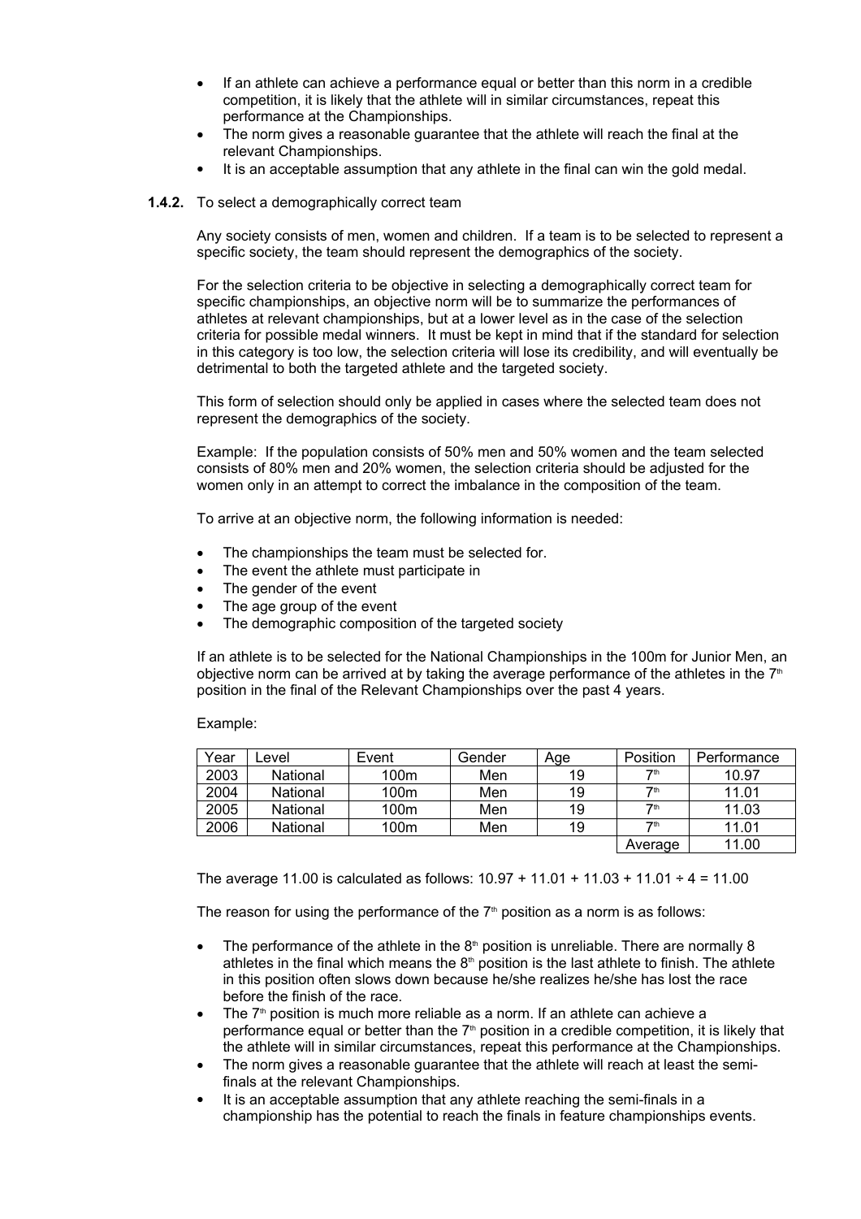- If an athlete can achieve a performance equal or better than this norm in a credible competition, it is likely that the athlete will in similar circumstances, repeat this performance at the Championships.
- The norm gives a reasonable guarantee that the athlete will reach the final at the relevant Championships.
- It is an acceptable assumption that any athlete in the final can win the gold medal.

**1.4.2.** To select a demographically correct team

Any society consists of men, women and children. If a team is to be selected to represent a specific society, the team should represent the demographics of the society.

For the selection criteria to be objective in selecting a demographically correct team for specific championships, an objective norm will be to summarize the performances of athletes at relevant championships, but at a lower level as in the case of the selection criteria for possible medal winners. It must be kept in mind that if the standard for selection in this category is too low, the selection criteria will lose its credibility, and will eventually be detrimental to both the targeted athlete and the targeted society.

This form of selection should only be applied in cases where the selected team does not represent the demographics of the society.

Example: If the population consists of 50% men and 50% women and the team selected consists of 80% men and 20% women, the selection criteria should be adjusted for the women only in an attempt to correct the imbalance in the composition of the team.

To arrive at an objective norm, the following information is needed:

- The championships the team must be selected for.
- The event the athlete must participate in
- The gender of the event
- The age group of the event
- The demographic composition of the targeted society

If an athlete is to be selected for the National Championships in the 100m for Junior Men, an objective norm can be arrived at by taking the average performance of the athletes in the 7th position in the final of the Relevant Championships over the past 4 years.

Example:

| Year | Level | Event | Gender | Age | Position | Performance |
|---|---|---|---|---|---|---|
| 2003 | National | 100m | Men | 19 | 7th | 10.97 |
| 2004 | National | 100m | Men | 19 | 7th | 11.01 |
| 2005 | National | 100m | Men | 19 | 7th | 11.03 |
| 2006 | National | 100m | Men | 19 | 7th | 11.01 |
| | | | | | Average | 11.00 |

The average 11.00 is calculated as follows: 10.97 + 11.01 + 11.03 + 11.01 ÷ 4 = 11.00

The reason for using the performance of the 7th position as a norm is as follows:

- The performance of the athlete in the 8th position is unreliable. There are normally 8 athletes in the final which means the 8th position is the last athlete to finish. The athlete in this position often slows down because he/she realizes he/she has lost the race before the finish of the race.
- The 7th position is much more reliable as a norm. If an athlete can achieve a performance equal or better than the 7th position in a credible competition, it is likely that the athlete will in similar circumstances, repeat this performance at the Championships.
- The norm gives a reasonable guarantee that the athlete will reach at least the semi-finals at the relevant Championships.
- It is an acceptable assumption that any athlete reaching the semi-finals in a championship has the potential to reach the finals in feature championships events.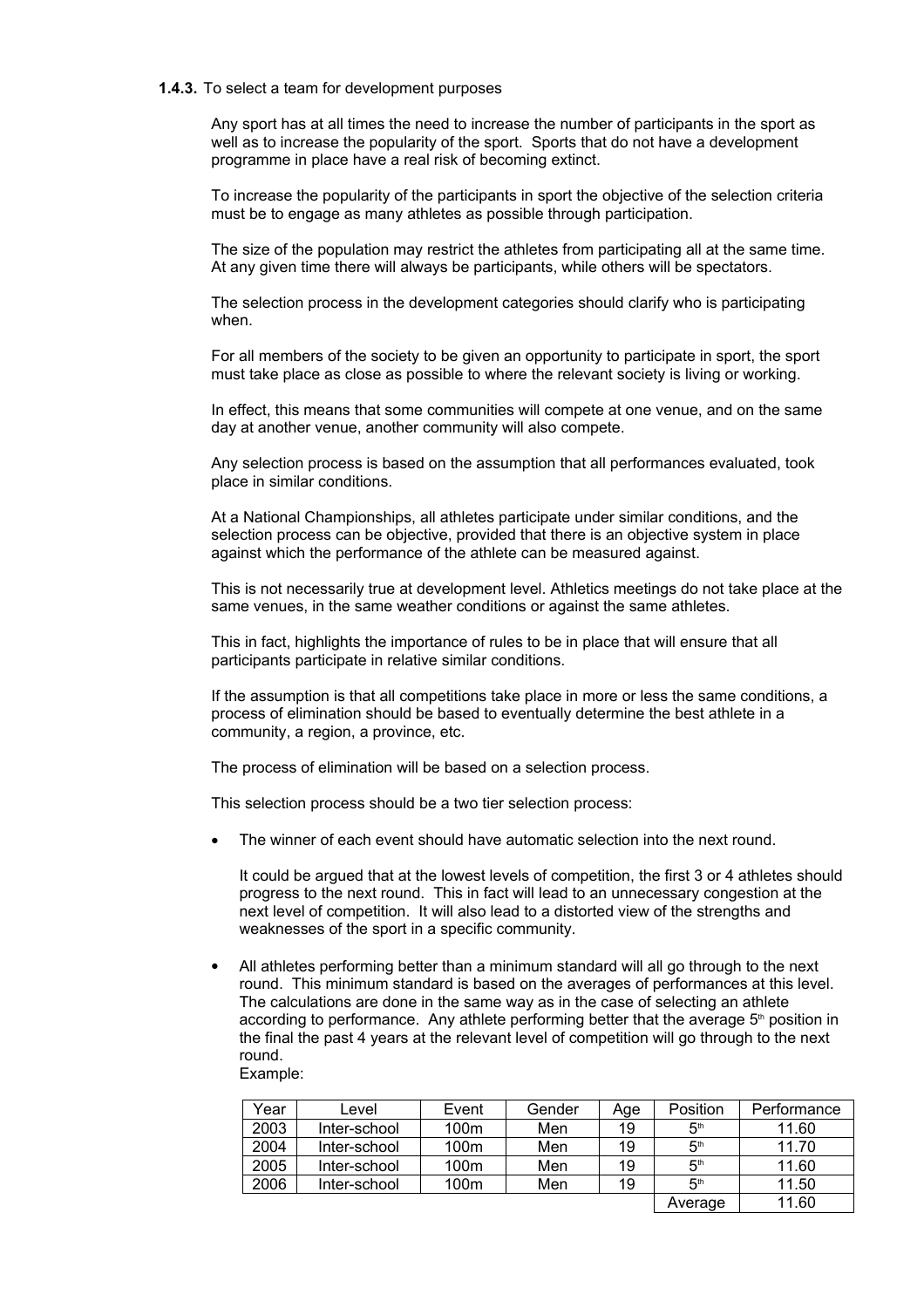**1.4.3.** To select a team for development purposes

Any sport has at all times the need to increase the number of participants in the sport as well as to increase the popularity of the sport. Sports that do not have a development programme in place have a real risk of becoming extinct.

To increase the popularity of the participants in sport the objective of the selection criteria must be to engage as many athletes as possible through participation.

The size of the population may restrict the athletes from participating all at the same time. At any given time there will always be participants, while others will be spectators.

The selection process in the development categories should clarify who is participating when.

For all members of the society to be given an opportunity to participate in sport, the sport must take place as close as possible to where the relevant society is living or working.

In effect, this means that some communities will compete at one venue, and on the same day at another venue, another community will also compete.

Any selection process is based on the assumption that all performances evaluated, took place in similar conditions.

At a National Championships, all athletes participate under similar conditions, and the selection process can be objective, provided that there is an objective system in place against which the performance of the athlete can be measured against.

This is not necessarily true at development level. Athletics meetings do not take place at the same venues, in the same weather conditions or against the same athletes.

This in fact, highlights the importance of rules to be in place that will ensure that all participants participate in relative similar conditions.

If the assumption is that all competitions take place in more or less the same conditions, a process of elimination should be based to eventually determine the best athlete in a community, a region, a province, etc.

The process of elimination will be based on a selection process.

This selection process should be a two tier selection process:

- The winner of each event should have automatic selection into the next round.

  It could be argued that at the lowest levels of competition, the first 3 or 4 athletes should progress to the next round. This in fact will lead to an unnecessary congestion at the next level of competition. It will also lead to a distorted view of the strengths and weaknesses of the sport in a specific community.

- All athletes performing better than a minimum standard will all go through to the next round. This minimum standard is based on the averages of performances at this level. The calculations are done in the same way as in the case of selecting an athlete according to performance. Any athlete performing better that the average 5th position in the final the past 4 years at the relevant level of competition will go through to the next round.
  Example:

| Year | Level | Event | Gender | Age | Position | Performance |
|---|---|---|---|---|---|---|
| 2003 | Inter-school | 100m | Men | 19 | 5th | 11.60 |
| 2004 | Inter-school | 100m | Men | 19 | 5th | 11.70 |
| 2005 | Inter-school | 100m | Men | 19 | 5th | 11.60 |
| 2006 | Inter-school | 100m | Men | 19 | 5th | 11.50 |
| | | | | | Average | 11.60 |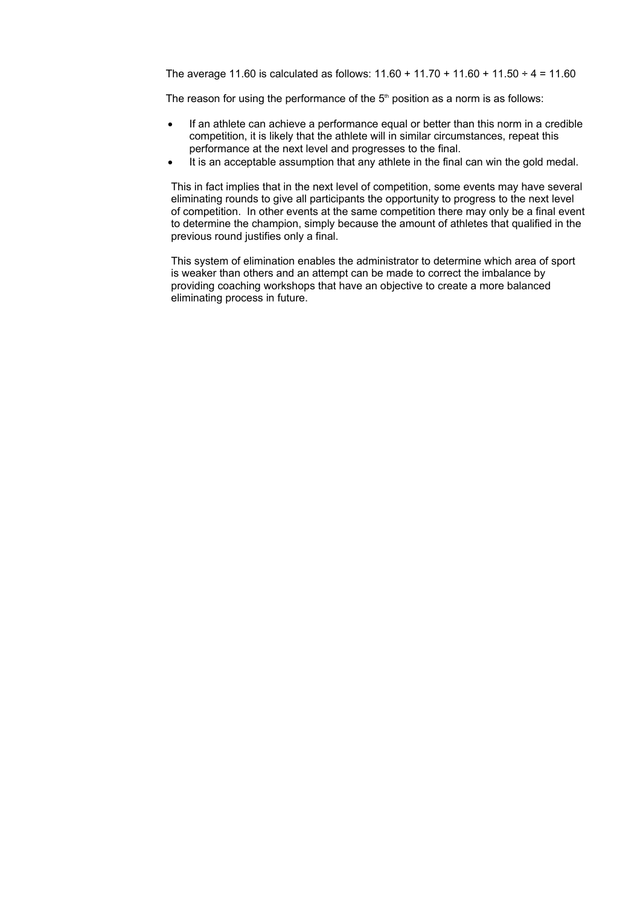The average 11.60 is calculated as follows: 11.60 + 11.70 + 11.60 + 11.50 ÷ 4 = 11.60

The reason for using the performance of the 5th position as a norm is as follows:

- If an athlete can achieve a performance equal or better than this norm in a credible competition, it is likely that the athlete will in similar circumstances, repeat this performance at the next level and progresses to the final.
- It is an acceptable assumption that any athlete in the final can win the gold medal.

This in fact implies that in the next level of competition, some events may have several eliminating rounds to give all participants the opportunity to progress to the next level of competition. In other events at the same competition there may only be a final event to determine the champion, simply because the amount of athletes that qualified in the previous round justifies only a final.

This system of elimination enables the administrator to determine which area of sport is weaker than others and an attempt can be made to correct the imbalance by providing coaching workshops that have an objective to create a more balanced eliminating process in future.